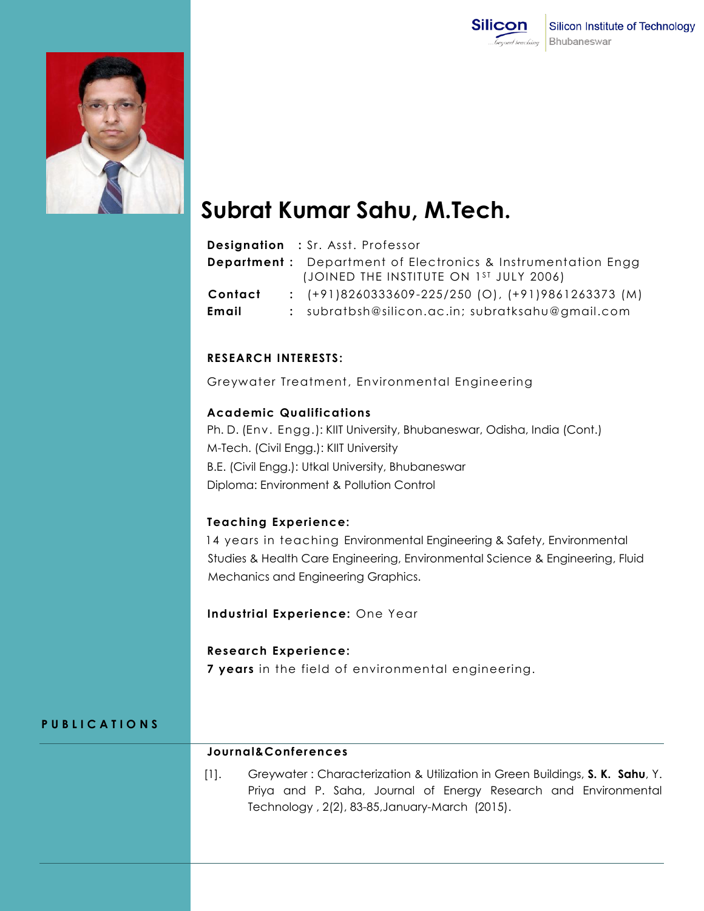# Subrat Kumar Sahu, M.Tech.

**Designation** : Sr. Asst. Professor

**Department** : Department of Electronics & Instrumentation Engg (JOINED THE INSTITUTE ON 1ST JULY 2006)

**Contact** : (+91)8260333609-225/250 (O), (+91)9861263373 (M)

**Email** : subratbsh@silicon.ac.in; subratksahu@gmail.com

## RESEARCH INTERESTS:

Greywater Treatment, Environmental Engineering

## Academic Qualifications

Ph. D. (Env. Engg.): KIIT University, Bhubaneswar, Odisha, India (Cont.)

M-Tech. (Civil Engg.): KIIT University

B.E. (Civil Engg.): Utkal University, Bhubaneswar

Diploma: Environment & Pollution Control

## Teaching Experience:

14 years in teaching Environmental Engineering & Safety, Environmental Studies & Health Care Engineering, Environmental Science & Engineering, Fluid Mechanics and Engineering Graphics.

**Industrial Experience:** One Year

## Research Experience:

**7 years** in the field of environmental engineering.

# PUBLICATIONS

## Journal&Conferences

[1]. Greywater : Characterization & Utilization in Green Buildings, **S. K. Sahu**, Y. Priya and P. Saha, Journal of Energy Research and Environmental Technology , 2(2), 83-85,January-March (2015).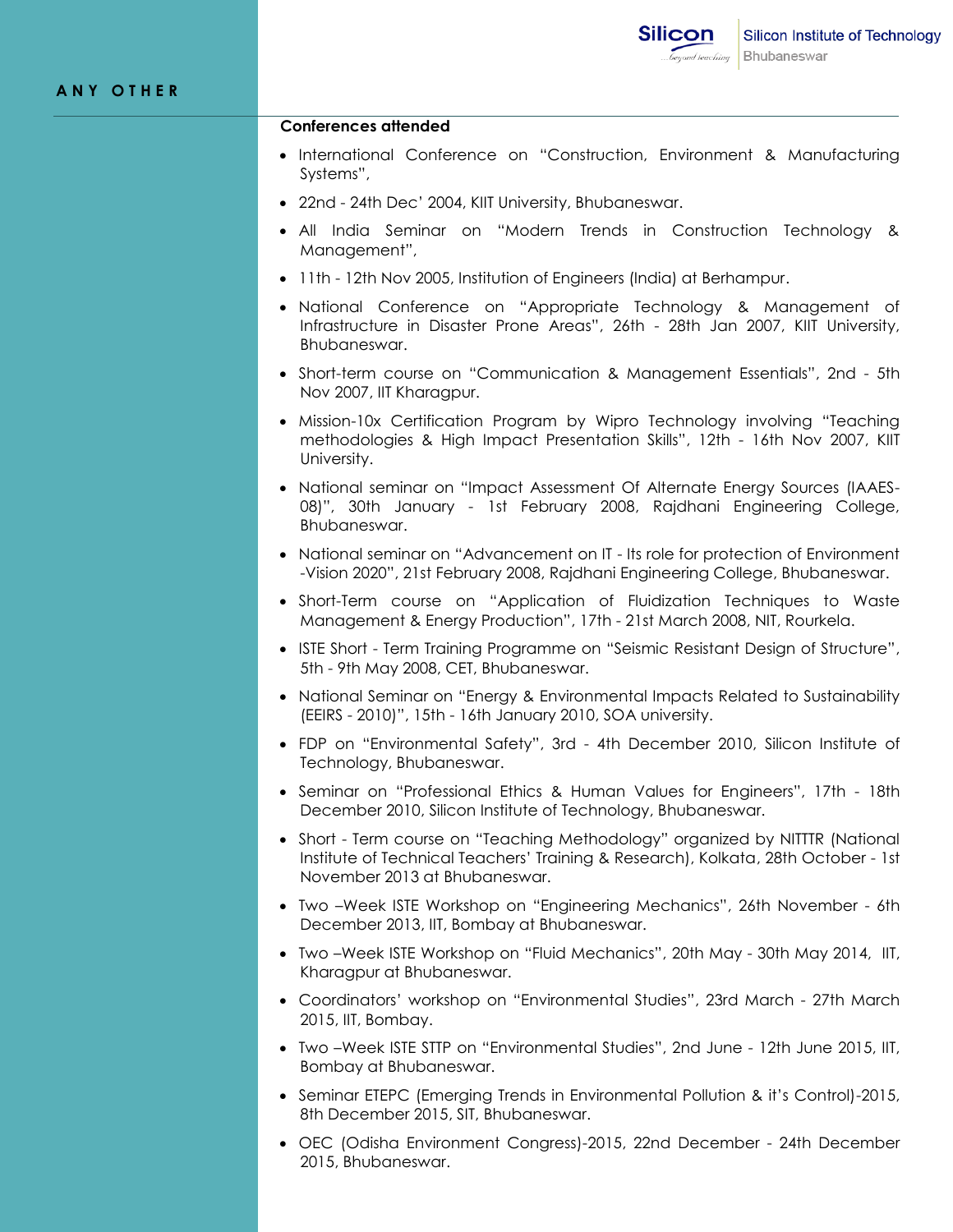## ANY OTHER

### Conferences attended

- International Conference on "Construction, Environment & Manufacturing Systems",
- 22nd - 24th Dec' 2004, KIIT University, Bhubaneswar.
- All India Seminar on "Modern Trends in Construction Technology & Management",
- 11th - 12th Nov 2005, Institution of Engineers (India) at Berhampur.
- National Conference on "Appropriate Technology & Management of Infrastructure in Disaster Prone Areas", 26th - 28th Jan 2007, KIIT University, Bhubaneswar.
- Short-term course on "Communication & Management Essentials", 2nd - 5th Nov 2007, IIT Kharagpur.
- Mission-10x Certification Program by Wipro Technology involving "Teaching methodologies & High Impact Presentation Skills", 12th - 16th Nov 2007, KIIT University.
- National seminar on "Impact Assessment Of Alternate Energy Sources (IAAES-08)", 30th January - 1st February 2008, Rajdhani Engineering College, Bhubaneswar.
- National seminar on "Advancement on IT - Its role for protection of Environment -Vision 2020", 21st February 2008, Rajdhani Engineering College, Bhubaneswar.
- Short-Term course on "Application of Fluidization Techniques to Waste Management & Energy Production", 17th - 21st March 2008, NIT, Rourkela.
- ISTE Short - Term Training Programme on "Seismic Resistant Design of Structure", 5th - 9th May 2008, CET, Bhubaneswar.
- National Seminar on "Energy & Environmental Impacts Related to Sustainability (EEIRS - 2010)", 15th - 16th January 2010, SOA university.
- FDP on "Environmental Safety", 3rd - 4th December 2010, Silicon Institute of Technology, Bhubaneswar.
- Seminar on "Professional Ethics & Human Values for Engineers", 17th - 18th December 2010, Silicon Institute of Technology, Bhubaneswar.
- Short - Term course on "Teaching Methodology" organized by NITTTR (National Institute of Technical Teachers' Training & Research), Kolkata, 28th October - 1st November 2013 at Bhubaneswar.
- Two –Week ISTE Workshop on "Engineering Mechanics", 26th November - 6th December 2013, IIT, Bombay at Bhubaneswar.
- Two –Week ISTE Workshop on "Fluid Mechanics", 20th May - 30th May 2014, IIT, Kharagpur at Bhubaneswar.
- Coordinators' workshop on "Environmental Studies", 23rd March - 27th March 2015, IIT, Bombay.
- Two –Week ISTE STTP on "Environmental Studies", 2nd June - 12th June 2015, IIT, Bombay at Bhubaneswar.
- Seminar ETEPC (Emerging Trends in Environmental Pollution & it's Control)-2015, 8th December 2015, SIT, Bhubaneswar.
- OEC (Odisha Environment Congress)-2015, 22nd December - 24th December 2015, Bhubaneswar.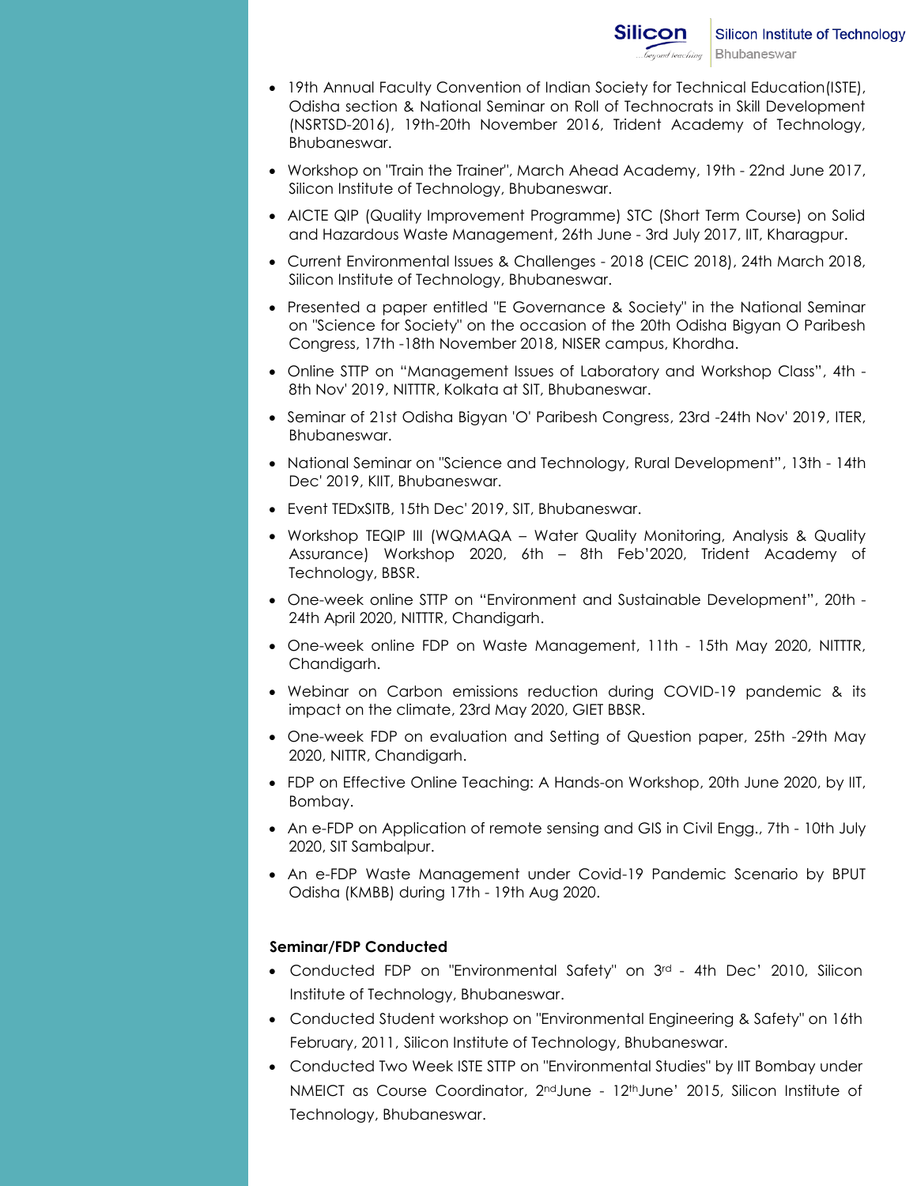- 19th Annual Faculty Convention of Indian Society for Technical Education(ISTE), Odisha section & National Seminar on Roll of Technocrats in Skill Development (NSRTSD-2016), 19th-20th November 2016, Trident Academy of Technology, Bhubaneswar.
- Workshop on "Train the Trainer", March Ahead Academy, 19th - 22nd June 2017, Silicon Institute of Technology, Bhubaneswar.
- AICTE QIP (Quality Improvement Programme) STC (Short Term Course) on Solid and Hazardous Waste Management, 26th June - 3rd July 2017, IIT, Kharagpur.
- Current Environmental Issues & Challenges - 2018 (CEIC 2018), 24th March 2018, Silicon Institute of Technology, Bhubaneswar.
- Presented a paper entitled "E Governance & Society" in the National Seminar on "Science for Society" on the occasion of the 20th Odisha Bigyan O Paribesh Congress, 17th -18th November 2018, NISER campus, Khordha.
- Online STTP on "Management Issues of Laboratory and Workshop Class", 4th - 8th Nov' 2019, NITTTR, Kolkata at SIT, Bhubaneswar.
- Seminar of 21st Odisha Bigyan 'O' Paribesh Congress, 23rd -24th Nov' 2019, ITER, Bhubaneswar.
- National Seminar on "Science and Technology, Rural Development", 13th - 14th Dec' 2019, KIIT, Bhubaneswar.
- Event TEDxSITB, 15th Dec' 2019, SIT, Bhubaneswar.
- Workshop TEQIP III (WQMAQA – Water Quality Monitoring, Analysis & Quality Assurance) Workshop 2020, 6th – 8th Feb'2020, Trident Academy of Technology, BBSR.
- One-week online STTP on "Environment and Sustainable Development", 20th - 24th April 2020, NITTTR, Chandigarh.
- One-week online FDP on Waste Management, 11th - 15th May 2020, NITTTR, Chandigarh.
- Webinar on Carbon emissions reduction during COVID-19 pandemic & its impact on the climate, 23rd May 2020, GIET BBSR.
- One-week FDP on evaluation and Setting of Question paper, 25th -29th May 2020, NITTR, Chandigarh.
- FDP on Effective Online Teaching: A Hands-on Workshop, 20th June 2020, by IIT, Bombay.
- An e-FDP on Application of remote sensing and GIS in Civil Engg., 7th - 10th July 2020, SIT Sambalpur.
- An e-FDP Waste Management under Covid-19 Pandemic Scenario by BPUT Odisha (KMBB) during 17th - 19th Aug 2020.

**Seminar/FDP Conducted**

- Conducted FDP on "Environmental Safety" on 3rd - 4th Dec' 2010, Silicon Institute of Technology, Bhubaneswar.
- Conducted Student workshop on "Environmental Engineering & Safety" on 16th February, 2011, Silicon Institute of Technology, Bhubaneswar.
- Conducted Two Week ISTE STTP on "Environmental Studies" by IIT Bombay under NMEICT as Course Coordinator, 2nd June - 12th June' 2015, Silicon Institute of Technology, Bhubaneswar.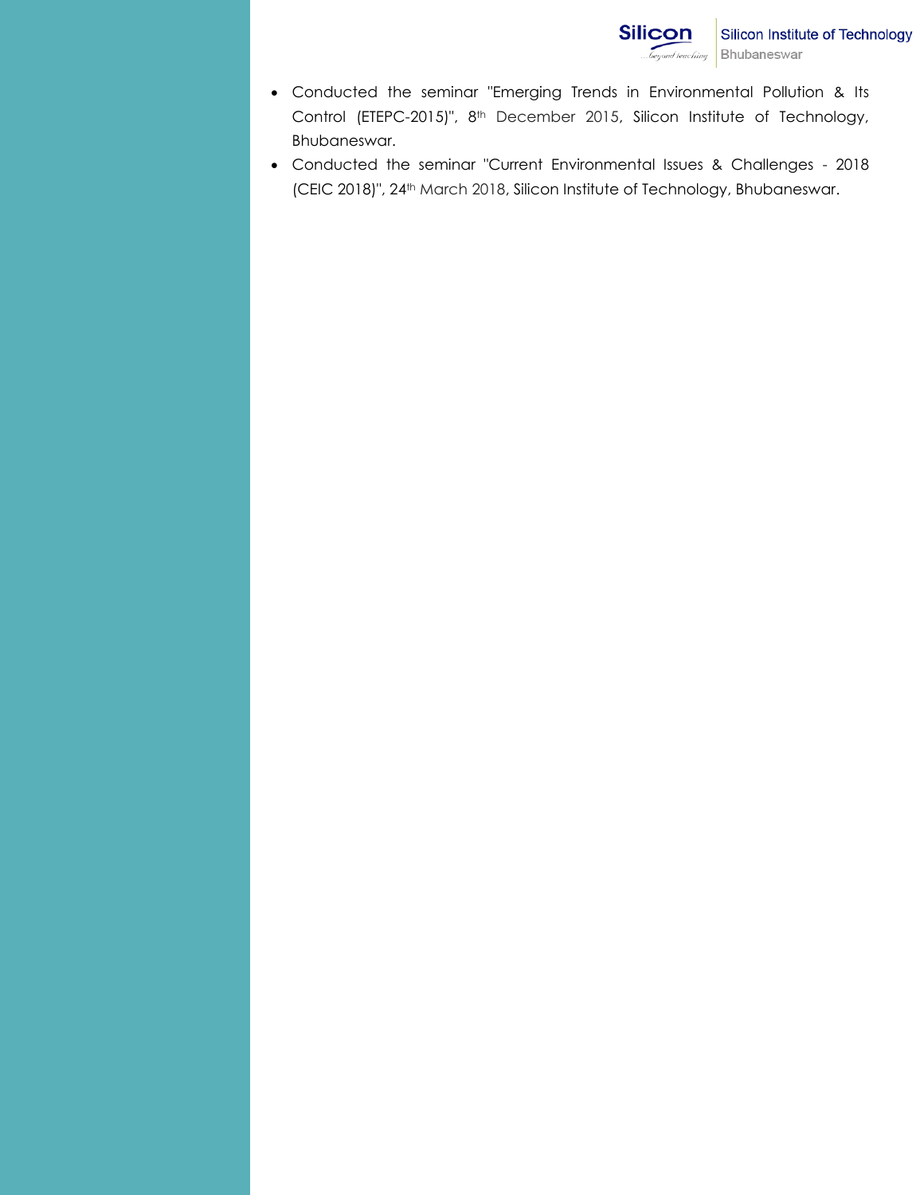- Conducted the seminar "Emerging Trends in Environmental Pollution & Its Control (ETEPC-2015)", 8th December 2015, Silicon Institute of Technology, Bhubaneswar.
- Conducted the seminar "Current Environmental Issues & Challenges - 2018 (CEIC 2018)", 24th March 2018, Silicon Institute of Technology, Bhubaneswar.